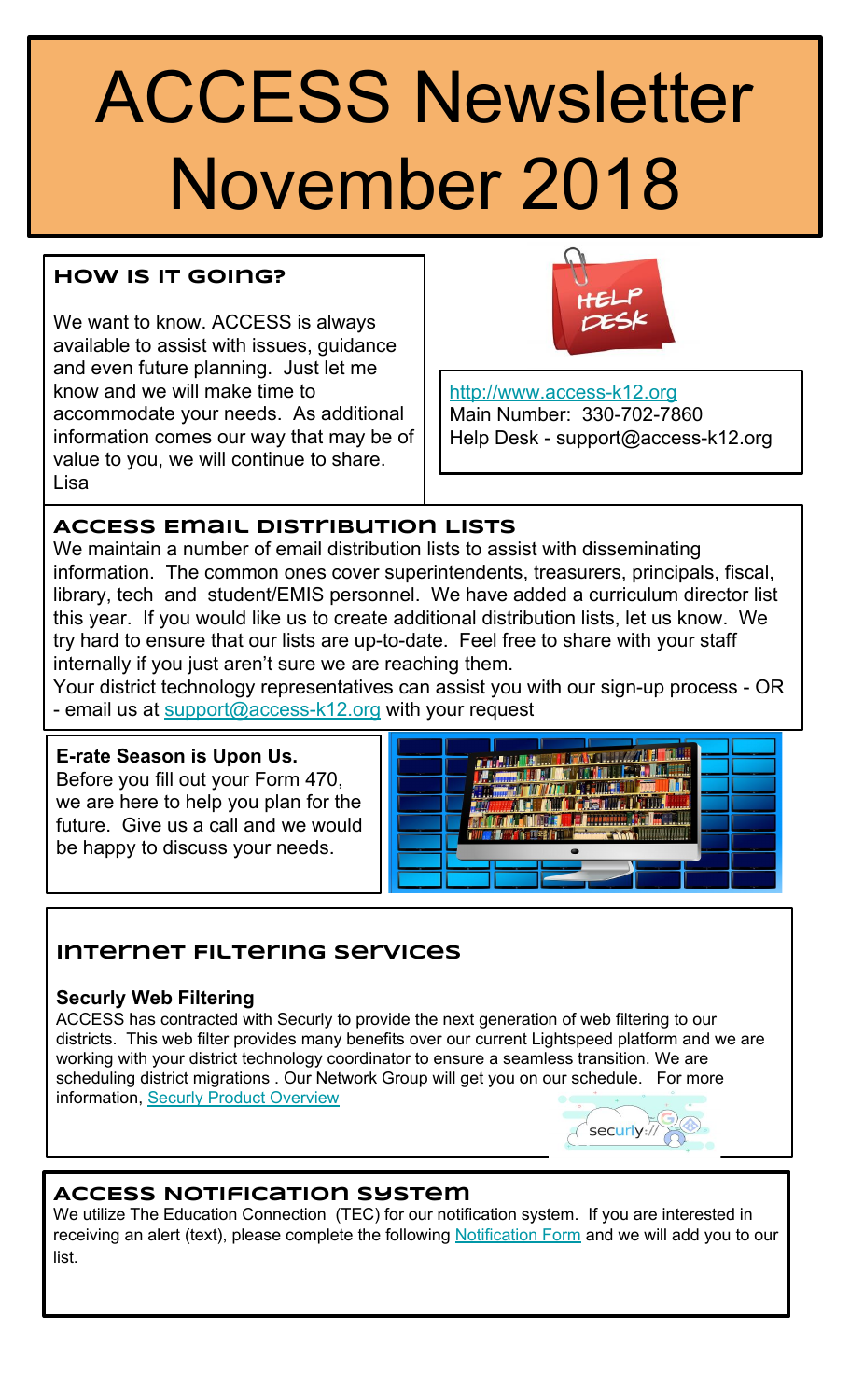# ACCESS Newsletter November 2018

## How is it going?

We want to know. ACCESS is always available to assist with issues, guidance and even future planning. Just let me know and we will make time to accommodate your needs. As additional information comes our way that may be of value to you, we will continue to share.
Lisa

http://www.access-k12.org
Main Number: 330-702-7860
Help Desk - support@access-k12.org

## ACCESS Email Distribution Lists

We maintain a number of email distribution lists to assist with disseminating information. The common ones cover superintendents, treasurers, principals, fiscal, library, tech and student/EMIS personnel. We have added a curriculum director list this year. If you would like us to create additional distribution lists, let us know. We try hard to ensure that our lists are up-to-date. Feel free to share with your staff internally if you just aren't sure we are reaching them.
Your district technology representatives can assist you with our sign-up process - OR - email us at support@access-k12.org with your request

**E-rate Season is Upon Us.**
Before you fill out your Form 470, we are here to help you plan for the future. Give us a call and we would be happy to discuss your needs.

## Internet Filtering Services

**Securly Web Filtering**
ACCESS has contracted with Securly to provide the next generation of web filtering to our districts. This web filter provides many benefits over our current Lightspeed platform and we are working with your district technology coordinator to ensure a seamless transition. We are scheduling district migrations . Our Network Group will get you on our schedule. For more information, Securly Product Overview

## ACCESS Notification System

We utilize The Education Connection (TEC) for our notification system. If you are interested in receiving an alert (text), please complete the following Notification Form and we will add you to our list.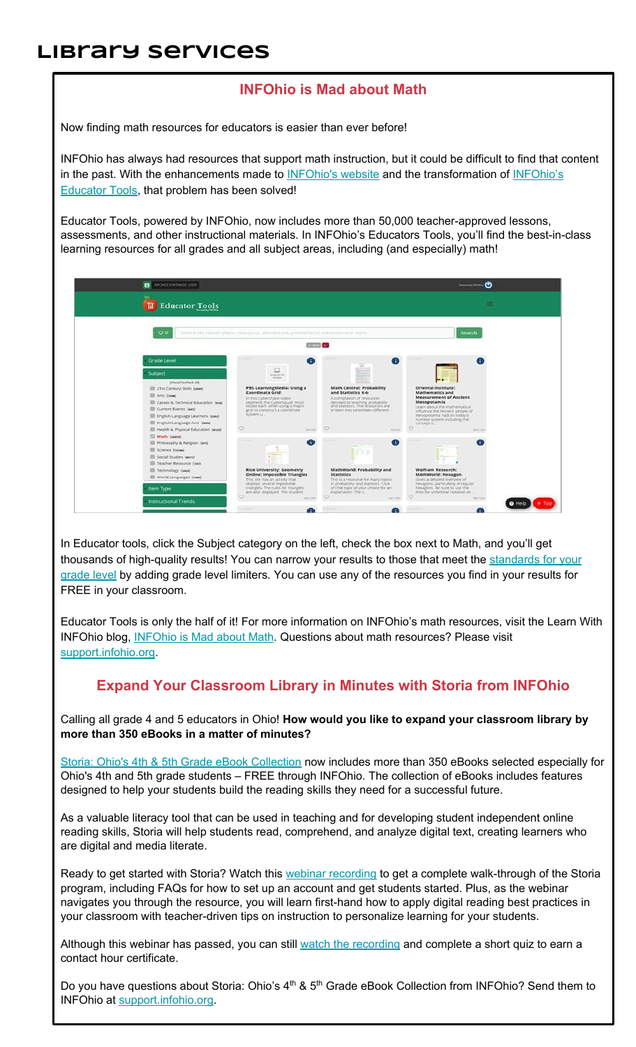# Library services

## INFOhio is Mad about Math

Now finding math resources for educators is easier than ever before!

INFOhio has always had resources that support math instruction, but it could be difficult to find that content in the past. With the enhancements made to INFOhio's website and the transformation of INFOhio's Educator Tools, that problem has been solved!

Educator Tools, powered by INFOhio, now includes more than 50,000 teacher-approved lessons, assessments, and other instructional materials. In INFOhio's Educators Tools, you'll find the best-in-class learning resources for all grades and all subject areas, including (and especially) math!

In Educator tools, click the Subject category on the left, check the box next to Math, and you'll get thousands of high-quality results! You can narrow your results to those that meet the standards for your grade level by adding grade level limiters. You can use any of the resources you find in your results for FREE in your classroom.

Educator Tools is only the half of it! For more information on INFOhio's math resources, visit the Learn With INFOhio blog, INFOhio is Mad about Math. Questions about math resources? Please visit support.infohio.org.

## Expand Your Classroom Library in Minutes with Storia from INFOhio

Calling all grade 4 and 5 educators in Ohio! **How would you like to expand your classroom library by more than 350 eBooks in a matter of minutes?**

Storia: Ohio's 4th & 5th Grade eBook Collection now includes more than 350 eBooks selected especially for Ohio's 4th and 5th grade students – FREE through INFOhio. The collection of eBooks includes features designed to help your students build the reading skills they need for a successful future.

As a valuable literacy tool that can be used in teaching and for developing student independent online reading skills, Storia will help students read, comprehend, and analyze digital text, creating learners who are digital and media literate.

Ready to get started with Storia? Watch this webinar recording to get a complete walk-through of the Storia program, including FAQs for how to set up an account and get students started. Plus, as the webinar navigates you through the resource, you will learn first-hand how to apply digital reading best practices in your classroom with teacher-driven tips on instruction to personalize learning for your students.

Although this webinar has passed, you can still watch the recording and complete a short quiz to earn a contact hour certificate.

Do you have questions about Storia: Ohio's 4th & 5th Grade eBook Collection from INFOhio? Send them to INFOhio at support.infohio.org.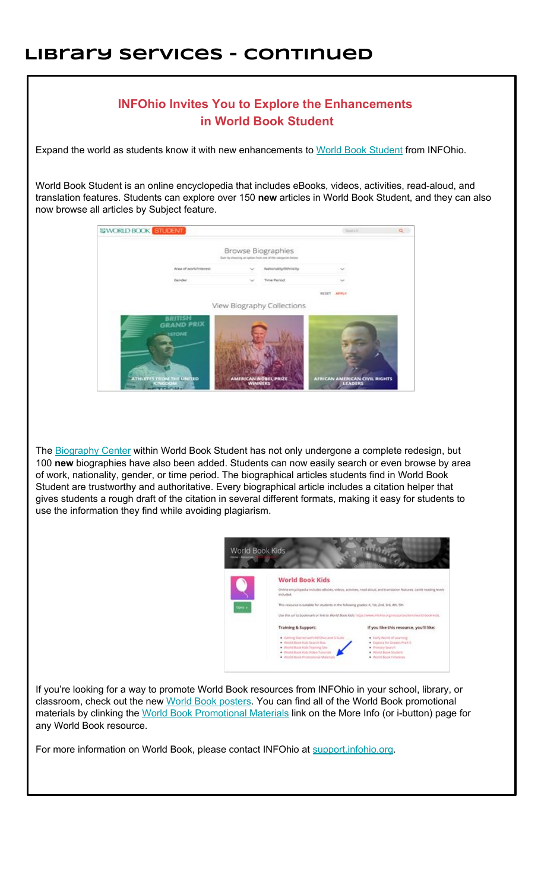# Library Services - Continued

## INFOhio Invites You to Explore the Enhancements in World Book Student

Expand the world as students know it with new enhancements to [World Book Student](#) from INFOhio.

World Book Student is an online encyclopedia that includes eBooks, videos, activities, read-aloud, and translation features. Students can explore over 150 **new** articles in World Book Student, and they can also now browse all articles by Subject feature.

The [Biography Center](#) within World Book Student has not only undergone a complete redesign, but 100 **new** biographies have also been added. Students can now easily search or even browse by area of work, nationality, gender, or time period. The biographical articles students find in World Book Student are trustworthy and authoritative. Every biographical article includes a citation helper that gives students a rough draft of the citation in several different formats, making it easy for students to use the information they find while avoiding plagiarism.

If you're looking for a way to promote World Book resources from INFOhio in your school, library, or classroom, check out the new [World Book posters](#). You can find all of the World Book promotional materials by clinking the [World Book Promotional Materials](#) link on the More Info (or i-button) page for any World Book resource.

For more information on World Book, please contact INFOhio at [support.infohio.org](#).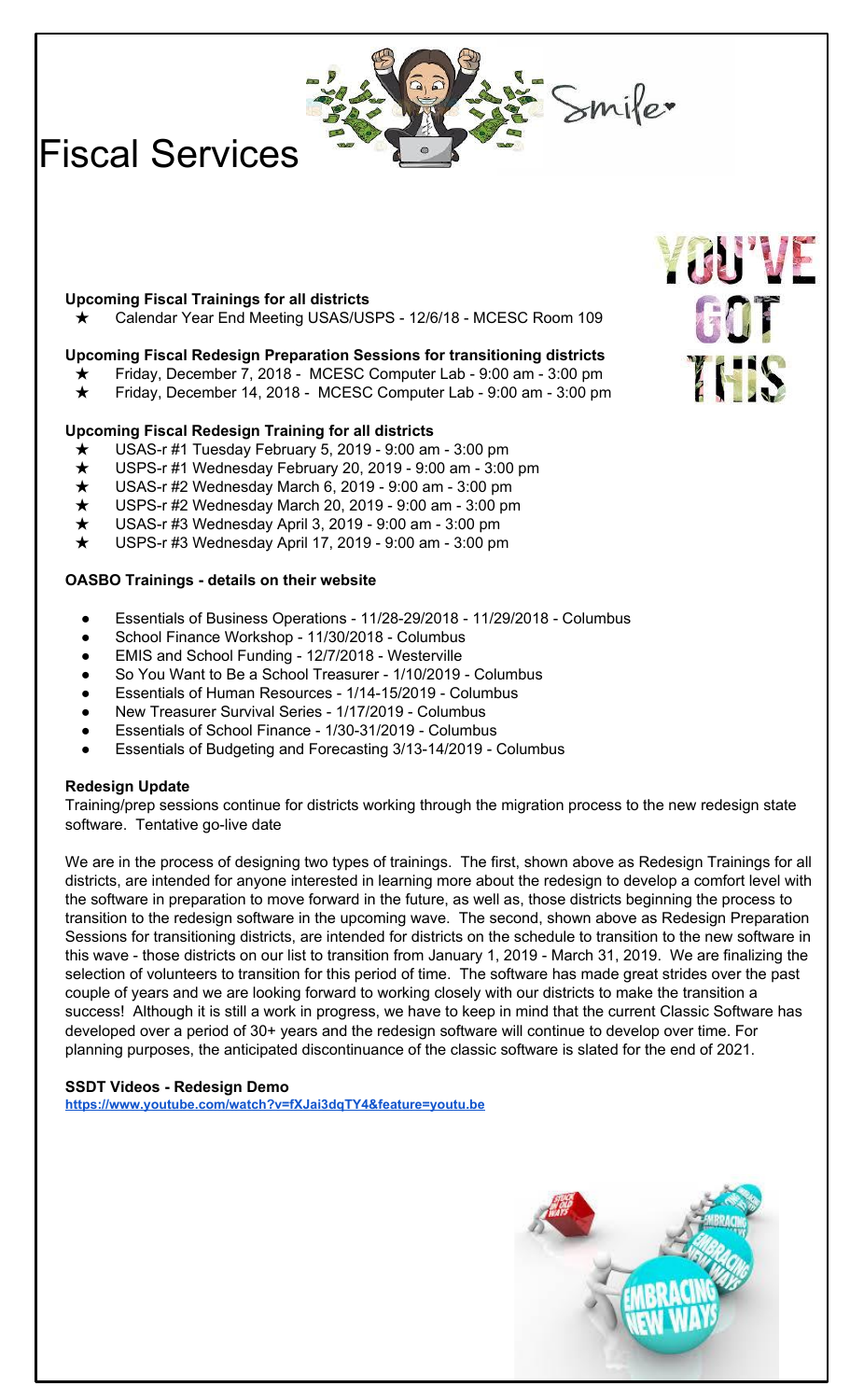# Fiscal Services

**Upcoming Fiscal Trainings for all districts**

- ★ Calendar Year End Meeting USAS/USPS - 12/6/18 - MCESC Room 109

**Upcoming Fiscal Redesign Preparation Sessions for transitioning districts**

- ★ Friday, December 7, 2018 - MCESC Computer Lab - 9:00 am - 3:00 pm
- ★ Friday, December 14, 2018 - MCESC Computer Lab - 9:00 am - 3:00 pm

**Upcoming Fiscal Redesign Training for all districts**

- ★ USAS-r #1 Tuesday February 5, 2019 - 9:00 am - 3:00 pm
- ★ USPS-r #1 Wednesday February 20, 2019 - 9:00 am - 3:00 pm
- ★ USAS-r #2 Wednesday March 6, 2019 - 9:00 am - 3:00 pm
- ★ USPS-r #2 Wednesday March 20, 2019 - 9:00 am - 3:00 pm
- ★ USAS-r #3 Wednesday April 3, 2019 - 9:00 am - 3:00 pm
- ★ USPS-r #3 Wednesday April 17, 2019 - 9:00 am - 3:00 pm

**OASBO Trainings - details on their website**

- Essentials of Business Operations - 11/28-29/2018 - 11/29/2018 - Columbus
- School Finance Workshop - 11/30/2018 - Columbus
- EMIS and School Funding - 12/7/2018 - Westerville
- So You Want to Be a School Treasurer - 1/10/2019 - Columbus
- Essentials of Human Resources - 1/14-15/2019 - Columbus
- New Treasurer Survival Series - 1/17/2019 - Columbus
- Essentials of School Finance - 1/30-31/2019 - Columbus
- Essentials of Budgeting and Forecasting 3/13-14/2019 - Columbus

**Redesign Update**

Training/prep sessions continue for districts working through the migration process to the new redesign state software. Tentative go-live date

We are in the process of designing two types of trainings. The first, shown above as Redesign Trainings for all districts, are intended for anyone interested in learning more about the redesign to develop a comfort level with the software in preparation to move forward in the future, as well as, those districts beginning the process to transition to the redesign software in the upcoming wave. The second, shown above as Redesign Preparation Sessions for transitioning districts, are intended for districts on the schedule to transition to the new software in this wave - those districts on our list to transition from January 1, 2019 - March 31, 2019. We are finalizing the selection of volunteers to transition for this period of time. The software has made great strides over the past couple of years and we are looking forward to working closely with our districts to make the transition a success! Although it is still a work in progress, we have to keep in mind that the current Classic Software has developed over a period of 30+ years and the redesign software will continue to develop over time. For planning purposes, the anticipated discontinuance of the classic software is slated for the end of 2021.

**SSDT Videos - Redesign Demo**

https://www.youtube.com/watch?v=fXJai3dqTY4&feature=youtu.be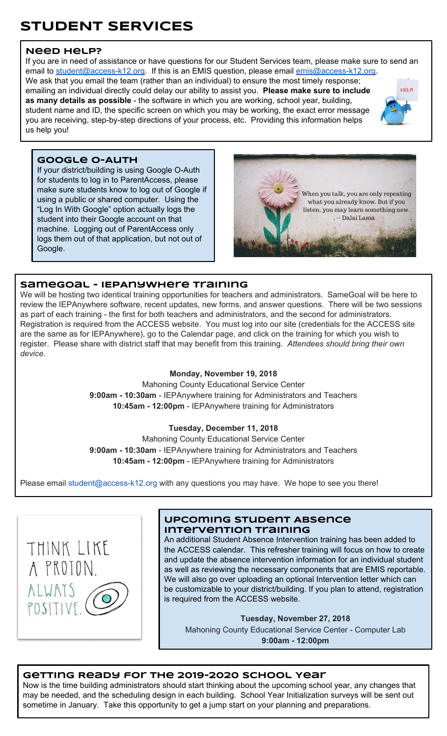# STUDENT SERVICES

## Need Help?

If you are in need of assistance or have questions for our Student Services team, please make sure to send an email to student@access-k12.org. If this is an EMIS question, please email emis@access-k12.org. We ask that you email the team (rather than an individual) to ensure the most timely response; emailing an individual directly could delay our ability to assist you. **Please make sure to include as many details as possible** - the software in which you are working, school year, building, student name and ID, the specific screen on which you may be working, the exact error message you are receiving, step-by-step directions of your process, etc. Providing this information helps us help you!

## Google O-Auth

If your district/building is using Google O-Auth for students to log in to ParentAccess, please make sure students know to log out of Google if using a public or shared computer. Using the "Log In With Google" option actually logs the student into their Google account on that machine. Logging out of ParentAccess only logs them out of that application, but not out of Google.

When you talk, you are only repeating what you already know. But if you listen, you may learn something new. - Dalai Lama

## SameGoal - IEPAnywhere Training

We will be hosting two identical training opportunities for teachers and administrators. SameGoal will be here to review the IEPAnywhere software, recent updates, new forms, and answer questions. There will be two sessions as part of each training - the first for both teachers and administrators, and the second for administrators. Registration is required from the ACCESS website. You must log into our site (credentials for the ACCESS site are the same as for IEPAnywhere), go to the Calendar page, and click on the training for which you wish to register. Please share with district staff that may benefit from this training. *Attendees should bring their own device.*

**Monday, November 19, 2018**
Mahoning County Educational Service Center
**9:00am - 10:30am** - IEPAnywhere training for Administrators and Teachers
**10:45am - 12:00pm** - IEPAnywhere training for Administrators

**Tuesday, December 11, 2018**
Mahoning County Educational Service Center
**9:00am - 10:30am** - IEPAnywhere training for Administrators and Teachers
**10:45am - 12:00pm** - IEPAnywhere training for Administrators

Please email student@access-k12.org with any questions you may have. We hope to see you there!

THINK LIKE A PROTON. ALWAYS POSITIVE.

## Upcoming Student Absence Intervention Training

An additional Student Absence Intervention training has been added to the ACCESS calendar. This refresher training will focus on how to create and update the absence intervention information for an individual student as well as reviewing the necessary components that are EMIS reportable. We will also go over uploading an optional Intervention letter which can be customizable to your district/building. If you plan to attend, registration is required from the ACCESS website.

**Tuesday, November 27, 2018**
Mahoning County Educational Service Center - Computer Lab
**9:00am - 12:00pm**

## Getting Ready for the 2019-2020 School Year

Now is the time building administrators should start thinking about the upcoming school year, any changes that may be needed, and the scheduling design in each building. School Year Initialization surveys will be sent out sometime in January. Take this opportunity to get a jump start on your planning and preparations.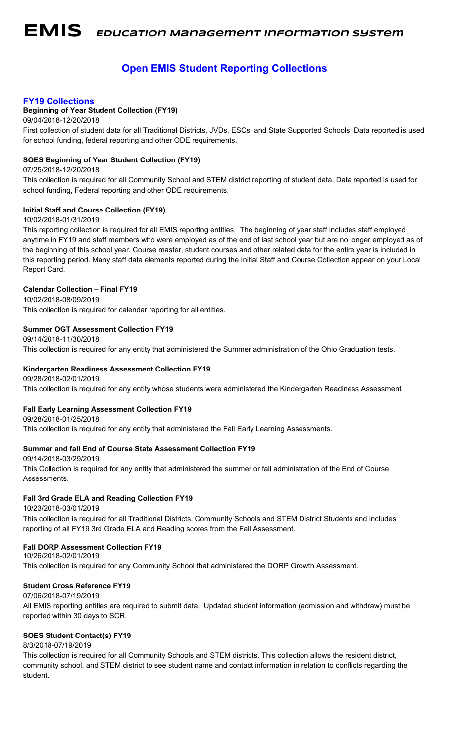# EMIS *Education Management Information System*

## Open EMIS Student Reporting Collections

### FY19 Collections

**Beginning of Year Student Collection (FY19)**

09/04/2018-12/20/2018

First collection of student data for all Traditional Districts, JVDs, ESCs, and State Supported Schools. Data reported is used for school funding, federal reporting and other ODE requirements.

**SOES Beginning of Year Student Collection (FY19)**

07/25/2018-12/20/2018

This collection is required for all Community School and STEM district reporting of student data. Data reported is used for school funding, Federal reporting and other ODE requirements.

**Initial Staff and Course Collection (FY19)**

10/02/2018-01/31/2019

This reporting collection is required for all EMIS reporting entities. The beginning of year staff includes staff employed anytime in FY19 and staff members who were employed as of the end of last school year but are no longer employed as of the beginning of this school year. Course master, student courses and other related data for the entire year is included in this reporting period. Many staff data elements reported during the Initial Staff and Course Collection appear on your Local Report Card.

**Calendar Collection – Final FY19**

10/02/2018-08/09/2019

This collection is required for calendar reporting for all entities.

**Summer OGT Assessment Collection FY19**

09/14/2018-11/30/2018

This collection is required for any entity that administered the Summer administration of the Ohio Graduation tests.

**Kindergarten Readiness Assessment Collection FY19**

09/28/2018-02/01/2019

This collection is required for any entity whose students were administered the Kindergarten Readiness Assessment.

**Fall Early Learning Assessment Collection FY19**

09/28/2018-01/25/2018

This collection is required for any entity that administered the Fall Early Learning Assessments.

**Summer and fall End of Course State Assessment Collection FY19**

09/14/2018-03/29/2019

This Collection is required for any entity that administered the summer or fall administration of the End of Course Assessments.

**Fall 3rd Grade ELA and Reading Collection FY19**

10/23/2018-03/01/2019

This collection is required for all Traditional Districts, Community Schools and STEM District Students and includes reporting of all FY19 3rd Grade ELA and Reading scores from the Fall Assessment.

**Fall DORP Assessment Collection FY19**

10/26/2018-02/01/2019

This collection is required for any Community School that administered the DORP Growth Assessment.

**Student Cross Reference FY19**

07/06/2018-07/19/2019

All EMIS reporting entities are required to submit data. Updated student information (admission and withdraw) must be reported within 30 days to SCR.

**SOES Student Contact(s) FY19**

8/3/2018-07/19/2019

This collection is required for all Community Schools and STEM districts. This collection allows the resident district, community school, and STEM district to see student name and contact information in relation to conflicts regarding the student.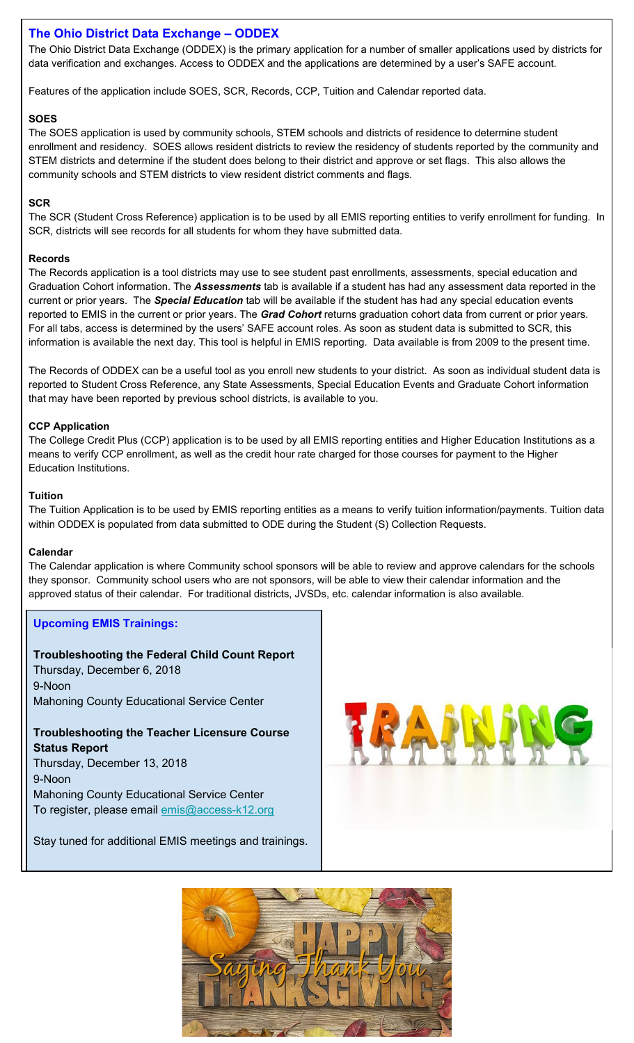## The Ohio District Data Exchange – ODDEX

The Ohio District Data Exchange (ODDEX) is the primary application for a number of smaller applications used by districts for data verification and exchanges. Access to ODDEX and the applications are determined by a user's SAFE account.

Features of the application include SOES, SCR, Records, CCP, Tuition and Calendar reported data.

**SOES**

The SOES application is used by community schools, STEM schools and districts of residence to determine student enrollment and residency. SOES allows resident districts to review the residency of students reported by the community and STEM districts and determine if the student does belong to their district and approve or set flags. This also allows the community schools and STEM districts to view resident district comments and flags.

**SCR**

The SCR (Student Cross Reference) application is to be used by all EMIS reporting entities to verify enrollment for funding. In SCR, districts will see records for all students for whom they have submitted data.

**Records**

The Records application is a tool districts may use to see student past enrollments, assessments, special education and Graduation Cohort information. The ***Assessments*** tab is available if a student has had any assessment data reported in the current or prior years. The ***Special Education*** tab will be available if the student has had any special education events reported to EMIS in the current or prior years. The ***Grad Cohort*** returns graduation cohort data from current or prior years. For all tabs, access is determined by the users' SAFE account roles. As soon as student data is submitted to SCR, this information is available the next day. This tool is helpful in EMIS reporting. Data available is from 2009 to the present time.

The Records of ODDEX can be a useful tool as you enroll new students to your district. As soon as individual student data is reported to Student Cross Reference, any State Assessments, Special Education Events and Graduate Cohort information that may have been reported by previous school districts, is available to you.

**CCP Application**

The College Credit Plus (CCP) application is to be used by all EMIS reporting entities and Higher Education Institutions as a means to verify CCP enrollment, as well as the credit hour rate charged for those courses for payment to the Higher Education Institutions.

**Tuition**

The Tuition Application is to be used by EMIS reporting entities as a means to verify tuition information/payments. Tuition data within ODDEX is populated from data submitted to ODE during the Student (S) Collection Requests.

**Calendar**

The Calendar application is where Community school sponsors will be able to review and approve calendars for the schools they sponsor. Community school users who are not sponsors, will be able to view their calendar information and the approved status of their calendar. For traditional districts, JVSDs, etc. calendar information is also available.

### Upcoming EMIS Trainings:

**Troubleshooting the Federal Child Count Report**
Thursday, December 6, 2018
9-Noon
Mahoning County Educational Service Center

**Troubleshooting the Teacher Licensure Course Status Report**
Thursday, December 13, 2018
9-Noon
Mahoning County Educational Service Center
To register, please email emis@access-k12.org

Stay tuned for additional EMIS meetings and trainings.